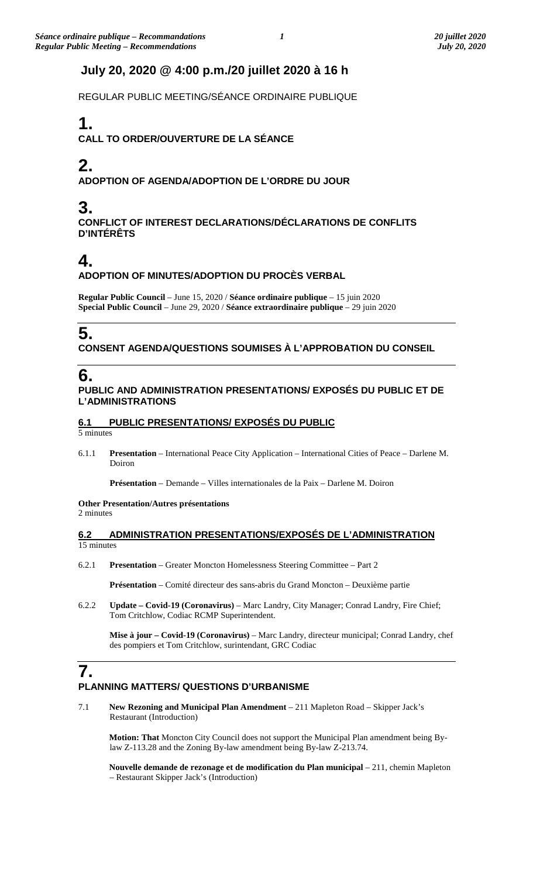## July 20, 2020 @ 4:00 p.m./20 juillet 2020 à 16 h

REGULAR PUBLIC MEETING/SÉANCE ORDINAIRE PUBLIQUE

# 1.

**CALL TO ORDER/OUVERTURE DE LA SÉANCE**

# 2.

**ADOPTION OF AGENDA/ADOPTION DE L'ORDRE DU JOUR**

# 3.

**CONFLICT OF INTEREST DECLARATIONS/DÉCLARATIONS DE CONFLITS D'INTÉRÊTS**

# 4.

**ADOPTION OF MINUTES/ADOPTION DU PROCÈS VERBAL**

**Regular Public Council** – June 15, 2020 / **Séance ordinaire publique** – 15 juin 2020
**Special Public Council** – June 29, 2020 / **Séance extraordinaire publique** – 29 juin 2020

# 5.

**CONSENT AGENDA/QUESTIONS SOUMISES À L'APPROBATION DU CONSEIL**

# 6.

**PUBLIC AND ADMINISTRATION PRESENTATIONS/ EXPOSÉS DU PUBLIC ET DE L'ADMINISTRATIONS**

### 6.1 PUBLIC PRESENTATIONS/ EXPOSÉS DU PUBLIC

5 minutes

6.1.1 **Presentation** – International Peace City Application – International Cities of Peace – Darlene M. Doiron

**Présentation** – Demande – Villes internationales de la Paix – Darlene M. Doiron

**Other Presentation/Autres présentations**
2 minutes

### 6.2 ADMINISTRATION PRESENTATIONS/EXPOSÉS DE L'ADMINISTRATION

15 minutes

6.2.1 **Presentation** – Greater Moncton Homelessness Steering Committee – Part 2

**Présentation** – Comité directeur des sans-abris du Grand Moncton – Deuxième partie

6.2.2 **Update – Covid-19 (Coronavirus)** – Marc Landry, City Manager; Conrad Landry, Fire Chief; Tom Critchlow, Codiac RCMP Superintendent.

**Mise à jour – Covid-19 (Coronavirus)** – Marc Landry, directeur municipal; Conrad Landry, chef des pompiers et Tom Critchlow, surintendant, GRC Codiac

# 7.

**PLANNING MATTERS/ QUESTIONS D'URBANISME**

7.1 **New Rezoning and Municipal Plan Amendment** – 211 Mapleton Road – Skipper Jack's Restaurant (Introduction)

**Motion: That** Moncton City Council does not support the Municipal Plan amendment being By-law Z-113.28 and the Zoning By-law amendment being By-law Z-213.74.

**Nouvelle demande de rezonage et de modification du Plan municipal** – 211, chemin Mapleton – Restaurant Skipper Jack's (Introduction)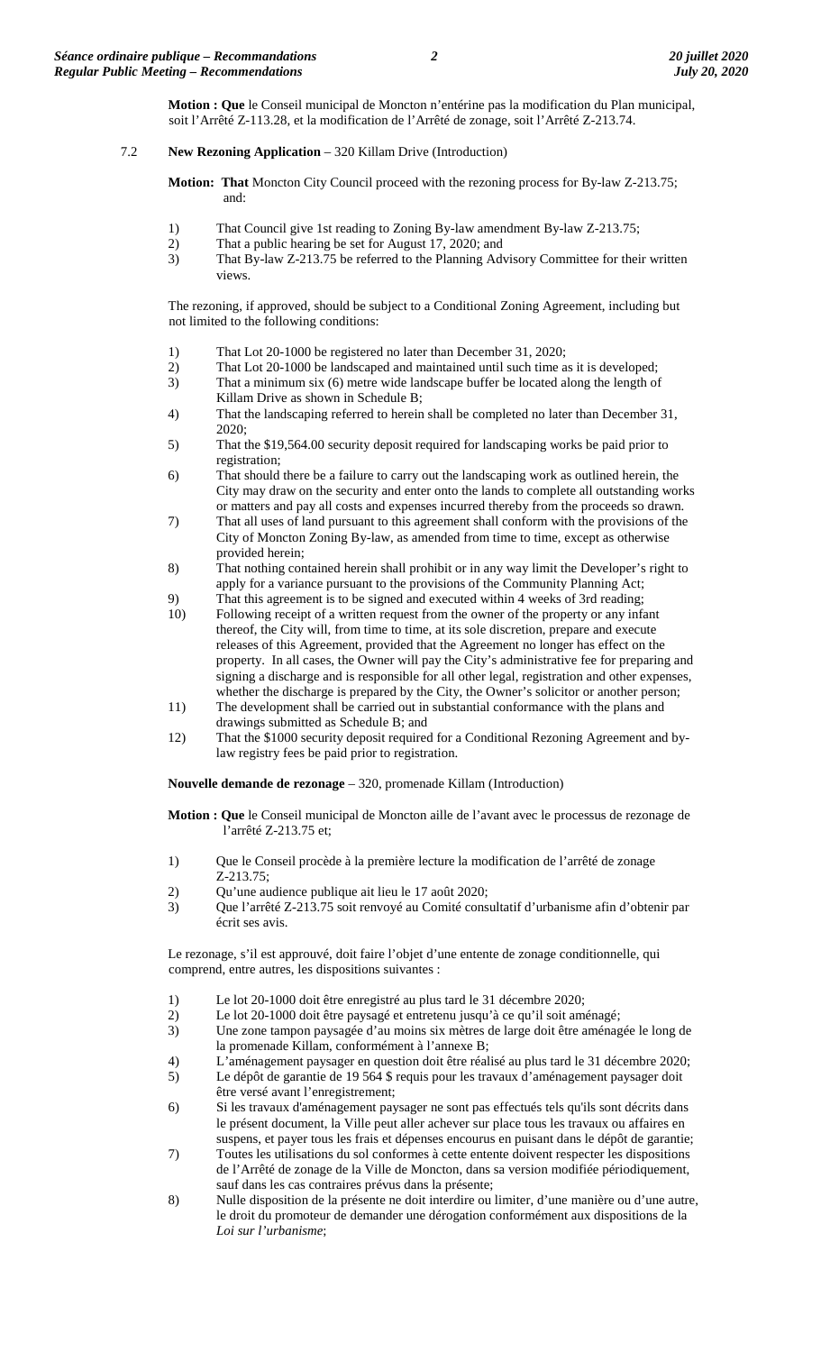**Motion : Que** le Conseil municipal de Moncton n'entérine pas la modification du Plan municipal, soit l'Arrêté Z-113.28, et la modification de l'Arrêté de zonage, soit l'Arrêté Z-213.74.

7.2 **New Rezoning Application** – 320 Killam Drive (Introduction)

**Motion: That** Moncton City Council proceed with the rezoning process for By-law Z-213.75; and:

1) That Council give 1st reading to Zoning By-law amendment By-law Z-213.75;
2) That a public hearing be set for August 17, 2020; and
3) That By-law Z-213.75 be referred to the Planning Advisory Committee for their written views.

The rezoning, if approved, should be subject to a Conditional Zoning Agreement, including but not limited to the following conditions:

1) That Lot 20-1000 be registered no later than December 31, 2020;
2) That Lot 20-1000 be landscaped and maintained until such time as it is developed;
3) That a minimum six (6) metre wide landscape buffer be located along the length of Killam Drive as shown in Schedule B;
4) That the landscaping referred to herein shall be completed no later than December 31, 2020;
5) That the $19,564.00 security deposit required for landscaping works be paid prior to registration;
6) That should there be a failure to carry out the landscaping work as outlined herein, the City may draw on the security and enter onto the lands to complete all outstanding works or matters and pay all costs and expenses incurred thereby from the proceeds so drawn.
7) That all uses of land pursuant to this agreement shall conform with the provisions of the City of Moncton Zoning By-law, as amended from time to time, except as otherwise provided herein;
8) That nothing contained herein shall prohibit or in any way limit the Developer's right to apply for a variance pursuant to the provisions of the Community Planning Act;
9) That this agreement is to be signed and executed within 4 weeks of 3rd reading;
10) Following receipt of a written request from the owner of the property or any infant thereof, the City will, from time to time, at its sole discretion, prepare and execute releases of this Agreement, provided that the Agreement no longer has effect on the property. In all cases, the Owner will pay the City's administrative fee for preparing and signing a discharge and is responsible for all other legal, registration and other expenses, whether the discharge is prepared by the City, the Owner's solicitor or another person;
11) The development shall be carried out in substantial conformance with the plans and drawings submitted as Schedule B; and
12) That the $1000 security deposit required for a Conditional Rezoning Agreement and by-law registry fees be paid prior to registration.

**Nouvelle demande de rezonage** – 320, promenade Killam (Introduction)

**Motion : Que** le Conseil municipal de Moncton aille de l'avant avec le processus de rezonage de l'arrêté Z-213.75 et;

1) Que le Conseil procède à la première lecture la modification de l'arrêté de zonage Z-213.75;
2) Qu'une audience publique ait lieu le 17 août 2020;
3) Que l'arrêté Z-213.75 soit renvoyé au Comité consultatif d'urbanisme afin d'obtenir par écrit ses avis.

Le rezonage, s'il est approuvé, doit faire l'objet d'une entente de zonage conditionnelle, qui comprend, entre autres, les dispositions suivantes :

1) Le lot 20-1000 doit être enregistré au plus tard le 31 décembre 2020;
2) Le lot 20-1000 doit être paysagé et entretenu jusqu'à ce qu'il soit aménagé;
3) Une zone tampon paysagée d'au moins six mètres de large doit être aménagée le long de la promenade Killam, conformément à l'annexe B;
4) L'aménagement paysager en question doit être réalisé au plus tard le 31 décembre 2020;
5) Le dépôt de garantie de 19 564 $ requis pour les travaux d'aménagement paysager doit être versé avant l'enregistrement;
6) Si les travaux d'aménagement paysager ne sont pas effectués tels qu'ils sont décrits dans le présent document, la Ville peut aller achever sur place tous les travaux ou affaires en suspens, et payer tous les frais et dépenses encourus en puisant dans le dépôt de garantie;
7) Toutes les utilisations du sol conformes à cette entente doivent respecter les dispositions de l'Arrêté de zonage de la Ville de Moncton, dans sa version modifiée périodiquement, sauf dans les cas contraires prévus dans la présente;
8) Nulle disposition de la présente ne doit interdire ou limiter, d'une manière ou d'une autre, le droit du promoteur de demander une dérogation conformément aux dispositions de la *Loi sur l'urbanisme*;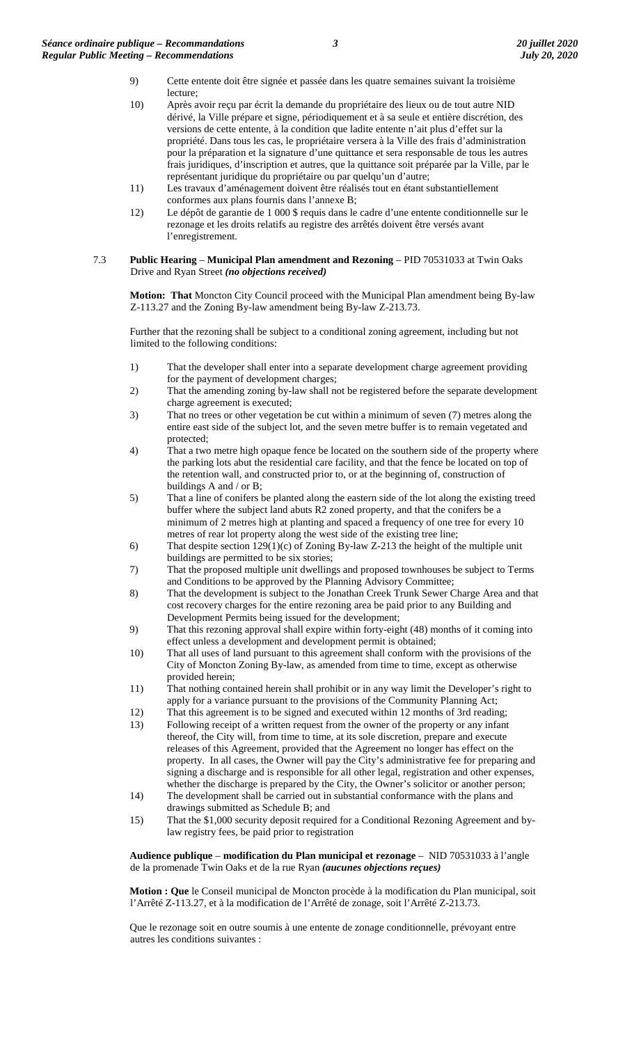9) Cette entente doit être signée et passée dans les quatre semaines suivant la troisième lecture;
10) Après avoir reçu par écrit la demande du propriétaire des lieux ou de tout autre NID dérivé, la Ville prépare et signe, périodiquement et à sa seule et entière discrétion, des versions de cette entente, à la condition que ladite entente n'ait plus d'effet sur la propriété. Dans tous les cas, le propriétaire versera à la Ville des frais d'administration pour la préparation et la signature d'une quittance et sera responsable de tous les autres frais juridiques, d'inscription et autres, que la quittance soit préparée par la Ville, par le représentant juridique du propriétaire ou par quelqu'un d'autre;
11) Les travaux d'aménagement doivent être réalisés tout en étant substantiellement conformes aux plans fournis dans l'annexe B;
12) Le dépôt de garantie de 1 000 $ requis dans le cadre d'une entente conditionnelle sur le rezonage et les droits relatifs au registre des arrêtés doivent être versés avant l'enregistrement.

7.3 **Public Hearing** – **Municipal Plan amendment and Rezoning** – PID 70531033 at Twin Oaks Drive and Ryan Street ***(no objections received)***

**Motion: That** Moncton City Council proceed with the Municipal Plan amendment being By-law Z-113.27 and the Zoning By-law amendment being By-law Z-213.73.

Further that the rezoning shall be subject to a conditional zoning agreement, including but not limited to the following conditions:

1) That the developer shall enter into a separate development charge agreement providing for the payment of development charges;
2) That the amending zoning by-law shall not be registered before the separate development charge agreement is executed;
3) That no trees or other vegetation be cut within a minimum of seven (7) metres along the entire east side of the subject lot, and the seven metre buffer is to remain vegetated and protected;
4) That a two metre high opaque fence be located on the southern side of the property where the parking lots abut the residential care facility, and that the fence be located on top of the retention wall, and constructed prior to, or at the beginning of, construction of buildings A and / or B;
5) That a line of conifers be planted along the eastern side of the lot along the existing treed buffer where the subject land abuts R2 zoned property, and that the conifers be a minimum of 2 metres high at planting and spaced a frequency of one tree for every 10 metres of rear lot property along the west side of the existing tree line;
6) That despite section 129(1)(c) of Zoning By-law Z-213 the height of the multiple unit buildings are permitted to be six stories;
7) That the proposed multiple unit dwellings and proposed townhouses be subject to Terms and Conditions to be approved by the Planning Advisory Committee;
8) That the development is subject to the Jonathan Creek Trunk Sewer Charge Area and that cost recovery charges for the entire rezoning area be paid prior to any Building and Development Permits being issued for the development;
9) That this rezoning approval shall expire within forty-eight (48) months of it coming into effect unless a development and development permit is obtained;
10) That all uses of land pursuant to this agreement shall conform with the provisions of the City of Moncton Zoning By-law, as amended from time to time, except as otherwise provided herein;
11) That nothing contained herein shall prohibit or in any way limit the Developer's right to apply for a variance pursuant to the provisions of the Community Planning Act;
12) That this agreement is to be signed and executed within 12 months of 3rd reading;
13) Following receipt of a written request from the owner of the property or any infant thereof, the City will, from time to time, at its sole discretion, prepare and execute releases of this Agreement, provided that the Agreement no longer has effect on the property. In all cases, the Owner will pay the City's administrative fee for preparing and signing a discharge and is responsible for all other legal, registration and other expenses, whether the discharge is prepared by the City, the Owner's solicitor or another person;
14) The development shall be carried out in substantial conformance with the plans and drawings submitted as Schedule B; and
15) That the $1,000 security deposit required for a Conditional Rezoning Agreement and by-law registry fees, be paid prior to registration

**Audience publique** – **modification du Plan municipal et rezonage** – NID 70531033 à l'angle de la promenade Twin Oaks et de la rue Ryan ***(aucunes objections reçues)***

**Motion : Que** le Conseil municipal de Moncton procède à la modification du Plan municipal, soit l'Arrêté Z-113.27, et à la modification de l'Arrêté de zonage, soit l'Arrêté Z-213.73.

Que le rezonage soit en outre soumis à une entente de zonage conditionnelle, prévoyant entre autres les conditions suivantes :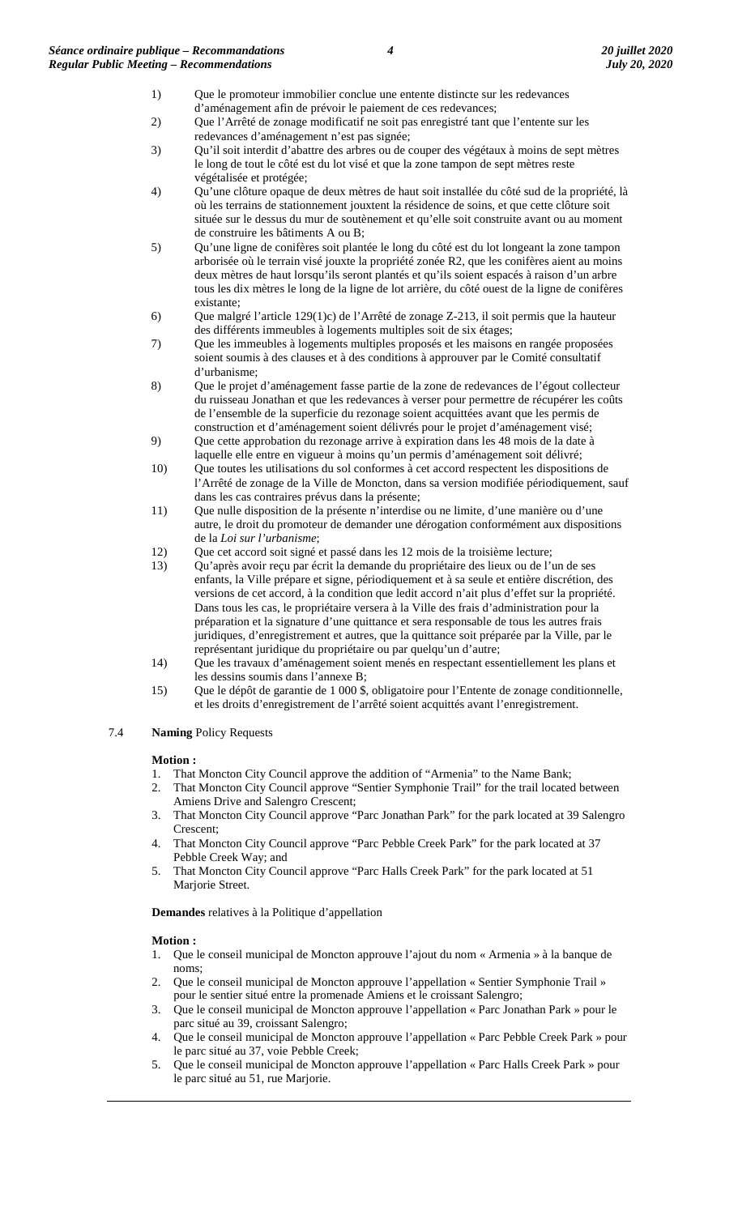1) Que le promoteur immobilier conclue une entente distincte sur les redevances d'aménagement afin de prévoir le paiement de ces redevances;
2) Que l'Arrêté de zonage modificatif ne soit pas enregistré tant que l'entente sur les redevances d'aménagement n'est pas signée;
3) Qu'il soit interdit d'abattre des arbres ou de couper des végétaux à moins de sept mètres le long de tout le côté est du lot visé et que la zone tampon de sept mètres reste végétalisée et protégée;
4) Qu'une clôture opaque de deux mètres de haut soit installée du côté sud de la propriété, là où les terrains de stationnement jouxtent la résidence de soins, et que cette clôture soit située sur le dessus du mur de soutènement et qu'elle soit construite avant ou au moment de construire les bâtiments A ou B;
5) Qu'une ligne de conifères soit plantée le long du côté est du lot longeant la zone tampon arborisée où le terrain visé jouxte la propriété zonée R2, que les conifères aient au moins deux mètres de haut lorsqu'ils seront plantés et qu'ils soient espacés à raison d'un arbre tous les dix mètres le long de la ligne de lot arrière, du côté ouest de la ligne de conifères existante;
6) Que malgré l'article 129(1)c) de l'Arrêté de zonage Z-213, il soit permis que la hauteur des différents immeubles à logements multiples soit de six étages;
7) Que les immeubles à logements multiples proposés et les maisons en rangée proposées soient soumis à des clauses et à des conditions à approuver par le Comité consultatif d'urbanisme;
8) Que le projet d'aménagement fasse partie de la zone de redevances de l'égout collecteur du ruisseau Jonathan et que les redevances à verser pour permettre de récupérer les coûts de l'ensemble de la superficie du rezonage soient acquittées avant que les permis de construction et d'aménagement soient délivrés pour le projet d'aménagement visé;
9) Que cette approbation du rezonage arrive à expiration dans les 48 mois de la date à laquelle elle entre en vigueur à moins qu'un permis d'aménagement soit délivré;
10) Que toutes les utilisations du sol conformes à cet accord respectent les dispositions de l'Arrêté de zonage de la Ville de Moncton, dans sa version modifiée périodiquement, sauf dans les cas contraires prévus dans la présente;
11) Que nulle disposition de la présente n'interdise ou ne limite, d'une manière ou d'une autre, le droit du promoteur de demander une dérogation conformément aux dispositions de la *Loi sur l'urbanisme*;
12) Que cet accord soit signé et passé dans les 12 mois de la troisième lecture;
13) Qu'après avoir reçu par écrit la demande du propriétaire des lieux ou de l'un de ses enfants, la Ville prépare et signe, périodiquement et à sa seule et entière discrétion, des versions de cet accord, à la condition que ledit accord n'ait plus d'effet sur la propriété. Dans tous les cas, le propriétaire versera à la Ville des frais d'administration pour la préparation et la signature d'une quittance et sera responsable de tous les autres frais juridiques, d'enregistrement et autres, que la quittance soit préparée par la Ville, par le représentant juridique du propriétaire ou par quelqu'un d'autre;
14) Que les travaux d'aménagement soient menés en respectant essentiellement les plans et les dessins soumis dans l'annexe B;
15) Que le dépôt de garantie de 1 000 $, obligatoire pour l'Entente de zonage conditionnelle, et les droits d'enregistrement de l'arrêté soient acquittés avant l'enregistrement.

7.4 **Naming** Policy Requests

**Motion :**

1. That Moncton City Council approve the addition of "Armenia" to the Name Bank;
2. That Moncton City Council approve "Sentier Symphonie Trail" for the trail located between Amiens Drive and Salengro Crescent;
3. That Moncton City Council approve "Parc Jonathan Park" for the park located at 39 Salengro Crescent;
4. That Moncton City Council approve "Parc Pebble Creek Park" for the park located at 37 Pebble Creek Way; and
5. That Moncton City Council approve "Parc Halls Creek Park" for the park located at 51 Marjorie Street.

**Demandes** relatives à la Politique d'appellation

**Motion :**

1. Que le conseil municipal de Moncton approuve l'ajout du nom « Armenia » à la banque de noms;
2. Que le conseil municipal de Moncton approuve l'appellation « Sentier Symphonie Trail » pour le sentier situé entre la promenade Amiens et le croissant Salengro;
3. Que le conseil municipal de Moncton approuve l'appellation « Parc Jonathan Park » pour le parc situé au 39, croissant Salengro;
4. Que le conseil municipal de Moncton approuve l'appellation « Parc Pebble Creek Park » pour le parc situé au 37, voie Pebble Creek;
5. Que le conseil municipal de Moncton approuve l'appellation « Parc Halls Creek Park » pour le parc situé au 51, rue Marjorie.

---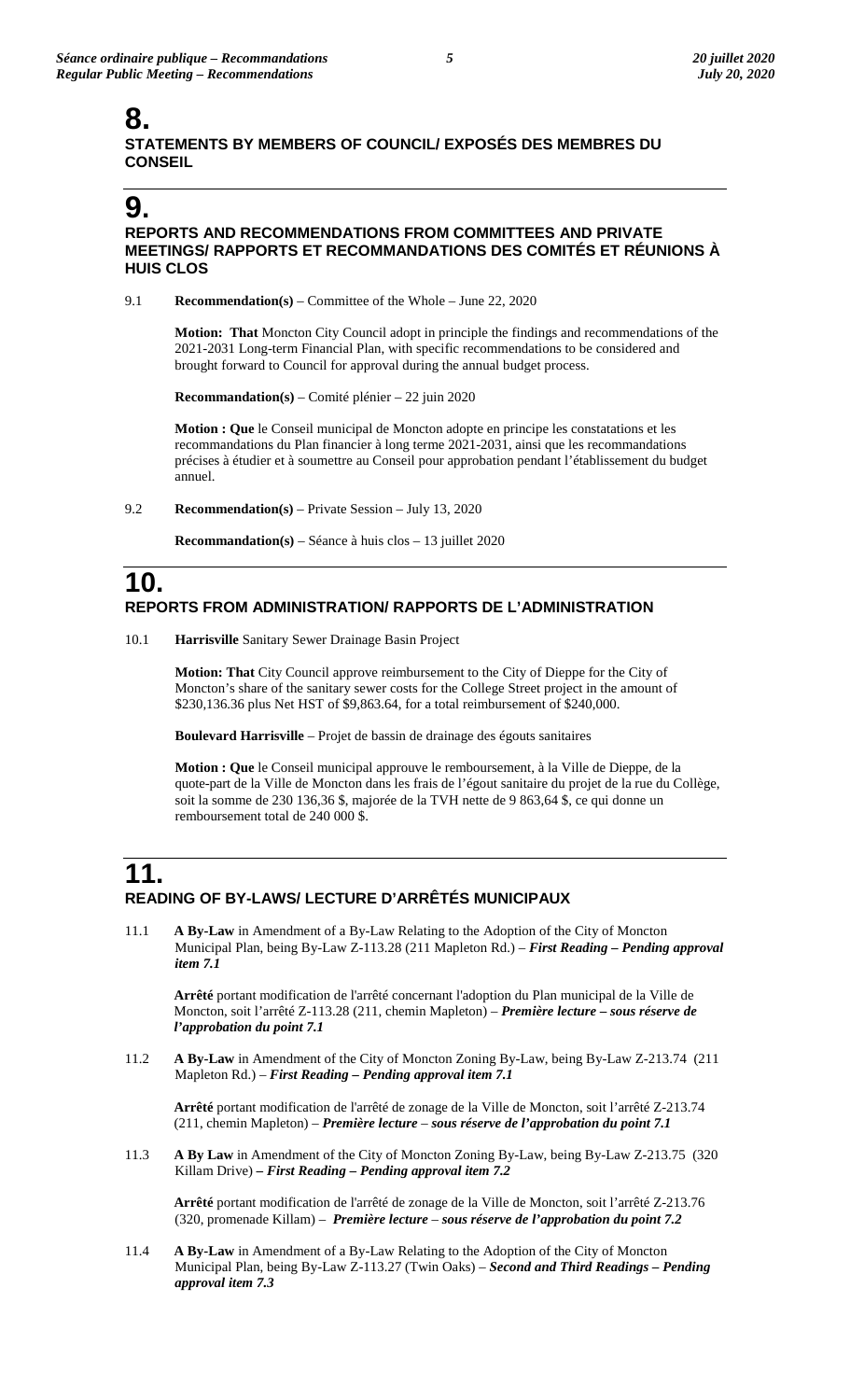# 8.

**STATEMENTS BY MEMBERS OF COUNCIL/ EXPOSÉS DES MEMBRES DU CONSEIL**

# 9.

**REPORTS AND RECOMMENDATIONS FROM COMMITTEES AND PRIVATE MEETINGS/ RAPPORTS ET RECOMMANDATIONS DES COMITÉS ET RÉUNIONS À HUIS CLOS**

9.1 **Recommendation(s)** – Committee of the Whole – June 22, 2020

**Motion: That** Moncton City Council adopt in principle the findings and recommendations of the 2021-2031 Long-term Financial Plan, with specific recommendations to be considered and brought forward to Council for approval during the annual budget process.

**Recommandation(s)** – Comité plénier – 22 juin 2020

**Motion : Que** le Conseil municipal de Moncton adopte en principe les constatations et les recommandations du Plan financier à long terme 2021-2031, ainsi que les recommandations précises à étudier et à soumettre au Conseil pour approbation pendant l'établissement du budget annuel.

9.2 **Recommendation(s)** – Private Session – July 13, 2020

**Recommandation(s)** – Séance à huis clos – 13 juillet 2020

# 10.

**REPORTS FROM ADMINISTRATION/ RAPPORTS DE L'ADMINISTRATION**

10.1 **Harrisville** Sanitary Sewer Drainage Basin Project

**Motion: That** City Council approve reimbursement to the City of Dieppe for the City of Moncton's share of the sanitary sewer costs for the College Street project in the amount of $230,136.36 plus Net HST of $9,863.64, for a total reimbursement of $240,000.

**Boulevard Harrisville** – Projet de bassin de drainage des égouts sanitaires

**Motion : Que** le Conseil municipal approuve le remboursement, à la Ville de Dieppe, de la quote-part de la Ville de Moncton dans les frais de l'égout sanitaire du projet de la rue du Collège, soit la somme de 230 136,36 $, majorée de la TVH nette de 9 863,64 $, ce qui donne un remboursement total de 240 000 $.

# 11.

**READING OF BY-LAWS/ LECTURE D'ARRÊTÉS MUNICIPAUX**

11.1 **A By-Law** in Amendment of a By-Law Relating to the Adoption of the City of Moncton Municipal Plan, being By-Law Z-113.28 (211 Mapleton Rd.) – ***First Reading – Pending approval item 7.1***

**Arrêté** portant modification de l'arrêté concernant l'adoption du Plan municipal de la Ville de Moncton, soit l'arrêté Z-113.28 (211, chemin Mapleton) – ***Première lecture – sous réserve de l'approbation du point 7.1***

11.2 **A By-Law** in Amendment of the City of Moncton Zoning By-Law, being By-Law Z-213.74 (211 Mapleton Rd.) – ***First Reading – Pending approval item 7.1***

**Arrêté** portant modification de l'arrêté de zonage de la Ville de Moncton, soit l'arrêté Z-213.74 (211, chemin Mapleton) – ***Première lecture – sous réserve de l'approbation du point 7.1***

11.3 **A By Law** in Amendment of the City of Moncton Zoning By-Law, being By-Law Z-213.75 (320 Killam Drive) **–** ***First Reading – Pending approval item 7.2***

**Arrêté** portant modification de l'arrêté de zonage de la Ville de Moncton, soit l'arrêté Z-213.76 (320, promenade Killam) – ***Première lecture – sous réserve de l'approbation du point 7.2***

11.4 **A By-Law** in Amendment of a By-Law Relating to the Adoption of the City of Moncton Municipal Plan, being By-Law Z-113.27 (Twin Oaks) – ***Second and Third Readings – Pending approval item 7.3***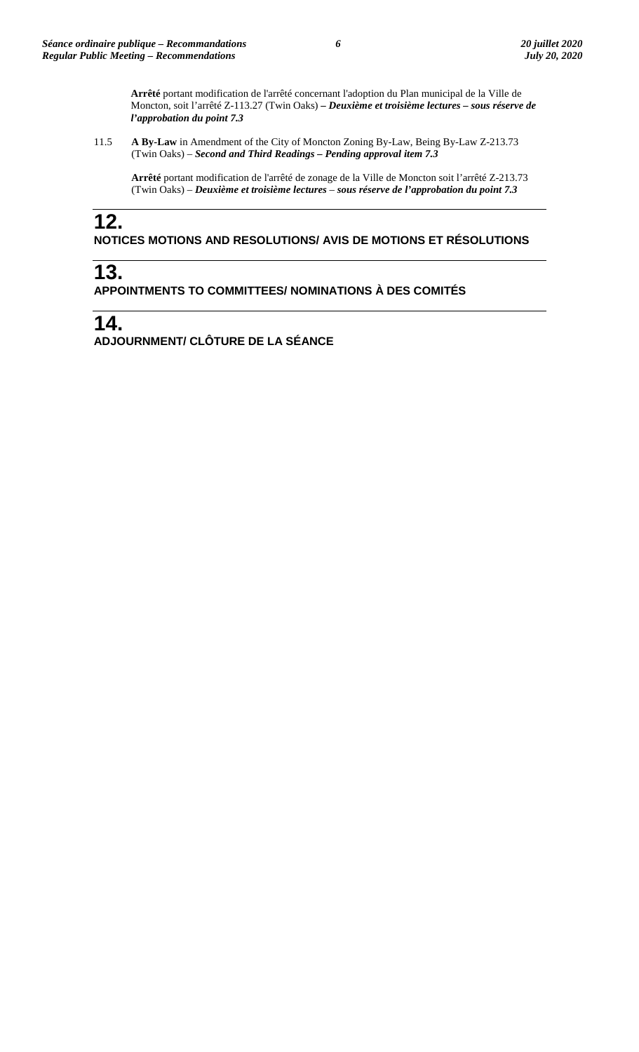**Arrêté** portant modification de l'arrêté concernant l'adoption du Plan municipal de la Ville de Moncton, soit l'arrêté Z-113.27 (Twin Oaks) – ***Deuxième et troisième lectures – sous réserve de l'approbation du point 7.3***

11.5 **A By-Law** in Amendment of the City of Moncton Zoning By-Law, Being By-Law Z-213.73 (Twin Oaks) – ***Second and Third Readings – Pending approval item 7.3***

**Arrêté** portant modification de l'arrêté de zonage de la Ville de Moncton soit l'arrêté Z-213.73 (Twin Oaks) – ***Deuxième et troisième lectures – sous réserve de l'approbation du point 7.3***

## 12.
**NOTICES MOTIONS AND RESOLUTIONS/ AVIS DE MOTIONS ET RÉSOLUTIONS**

## 13.
**APPOINTMENTS TO COMMITTEES/ NOMINATIONS À DES COMITÉS**

## 14.
**ADJOURNMENT/ CLÔTURE DE LA SÉANCE**